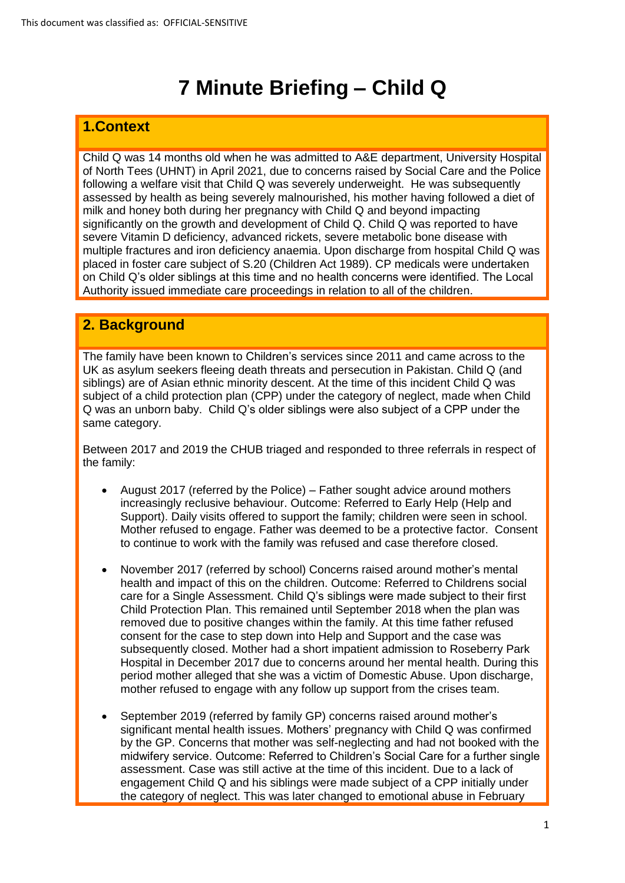# 7 Minute Briefing – Child Q

## 1.Context

Child Q was 14 months old when he was admitted to A&E department, University Hospital of North Tees (UHNT) in April 2021, due to concerns raised by Social Care and the Police following a welfare visit that Child Q was severely underweight. He was subsequently assessed by health as being severely malnourished, his mother having followed a diet of milk and honey both during her pregnancy with Child Q and beyond impacting significantly on the growth and development of Child Q. Child Q was reported to have severe Vitamin D deficiency, advanced rickets, severe metabolic bone disease with multiple fractures and iron deficiency anaemia. Upon discharge from hospital Child Q was placed in foster care subject of S.20 (Children Act 1989). CP medicals were undertaken on Child Q's older siblings at this time and no health concerns were identified. The Local Authority issued immediate care proceedings in relation to all of the children.

## 2. Background

The family have been known to Children's services since 2011 and came across to the UK as asylum seekers fleeing death threats and persecution in Pakistan. Child Q (and siblings) are of Asian ethnic minority descent. At the time of this incident Child Q was subject of a child protection plan (CPP) under the category of neglect, made when Child Q was an unborn baby. Child Q's older siblings were also subject of a CPP under the same category.

Between 2017 and 2019 the CHUB triaged and responded to three referrals in respect of the family:

- August 2017 (referred by the Police) – Father sought advice around mothers increasingly reclusive behaviour. Outcome: Referred to Early Help (Help and Support). Daily visits offered to support the family; children were seen in school. Mother refused to engage. Father was deemed to be a protective factor. Consent to continue to work with the family was refused and case therefore closed.
- November 2017 (referred by school) Concerns raised around mother's mental health and impact of this on the children. Outcome: Referred to Childrens social care for a Single Assessment. Child Q's siblings were made subject to their first Child Protection Plan. This remained until September 2018 when the plan was removed due to positive changes within the family. At this time father refused consent for the case to step down into Help and Support and the case was subsequently closed. Mother had a short impatient admission to Roseberry Park Hospital in December 2017 due to concerns around her mental health. During this period mother alleged that she was a victim of Domestic Abuse. Upon discharge, mother refused to engage with any follow up support from the crises team.
- September 2019 (referred by family GP) concerns raised around mother's significant mental health issues. Mothers' pregnancy with Child Q was confirmed by the GP. Concerns that mother was self-neglecting and had not booked with the midwifery service. Outcome: Referred to Children's Social Care for a further single assessment. Case was still active at the time of this incident. Due to a lack of engagement Child Q and his siblings were made subject of a CPP initially under the category of neglect. This was later changed to emotional abuse in February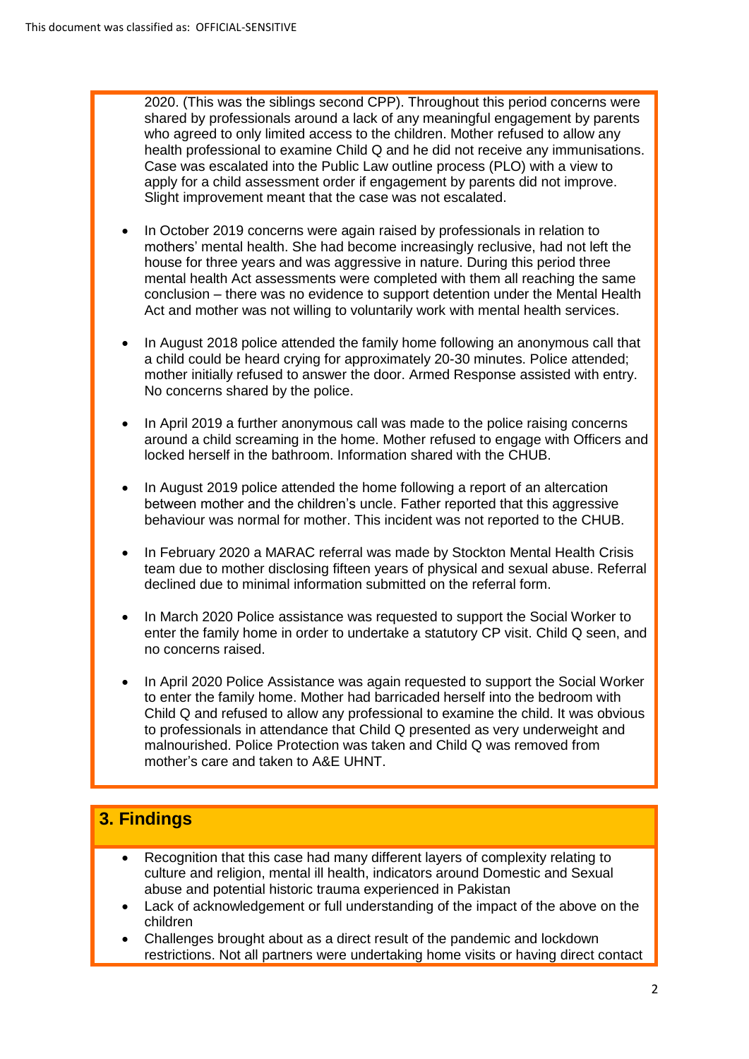2020. (This was the siblings second CPP). Throughout this period concerns were shared by professionals around a lack of any meaningful engagement by parents who agreed to only limited access to the children. Mother refused to allow any health professional to examine Child Q and he did not receive any immunisations. Case was escalated into the Public Law outline process (PLO) with a view to apply for a child assessment order if engagement by parents did not improve. Slight improvement meant that the case was not escalated.

- In October 2019 concerns were again raised by professionals in relation to mothers' mental health. She had become increasingly reclusive, had not left the house for three years and was aggressive in nature. During this period three mental health Act assessments were completed with them all reaching the same conclusion – there was no evidence to support detention under the Mental Health Act and mother was not willing to voluntarily work with mental health services.
- In August 2018 police attended the family home following an anonymous call that a child could be heard crying for approximately 20-30 minutes. Police attended; mother initially refused to answer the door. Armed Response assisted with entry. No concerns shared by the police.
- In April 2019 a further anonymous call was made to the police raising concerns around a child screaming in the home. Mother refused to engage with Officers and locked herself in the bathroom. Information shared with the CHUB.
- In August 2019 police attended the home following a report of an altercation between mother and the children's uncle. Father reported that this aggressive behaviour was normal for mother. This incident was not reported to the CHUB.
- In February 2020 a MARAC referral was made by Stockton Mental Health Crisis team due to mother disclosing fifteen years of physical and sexual abuse. Referral declined due to minimal information submitted on the referral form.
- In March 2020 Police assistance was requested to support the Social Worker to enter the family home in order to undertake a statutory CP visit. Child Q seen, and no concerns raised.
- In April 2020 Police Assistance was again requested to support the Social Worker to enter the family home. Mother had barricaded herself into the bedroom with Child Q and refused to allow any professional to examine the child. It was obvious to professionals in attendance that Child Q presented as very underweight and malnourished. Police Protection was taken and Child Q was removed from mother's care and taken to A&E UHNT.

## 3. Findings

- Recognition that this case had many different layers of complexity relating to culture and religion, mental ill health, indicators around Domestic and Sexual abuse and potential historic trauma experienced in Pakistan
- Lack of acknowledgement or full understanding of the impact of the above on the children
- Challenges brought about as a direct result of the pandemic and lockdown restrictions. Not all partners were undertaking home visits or having direct contact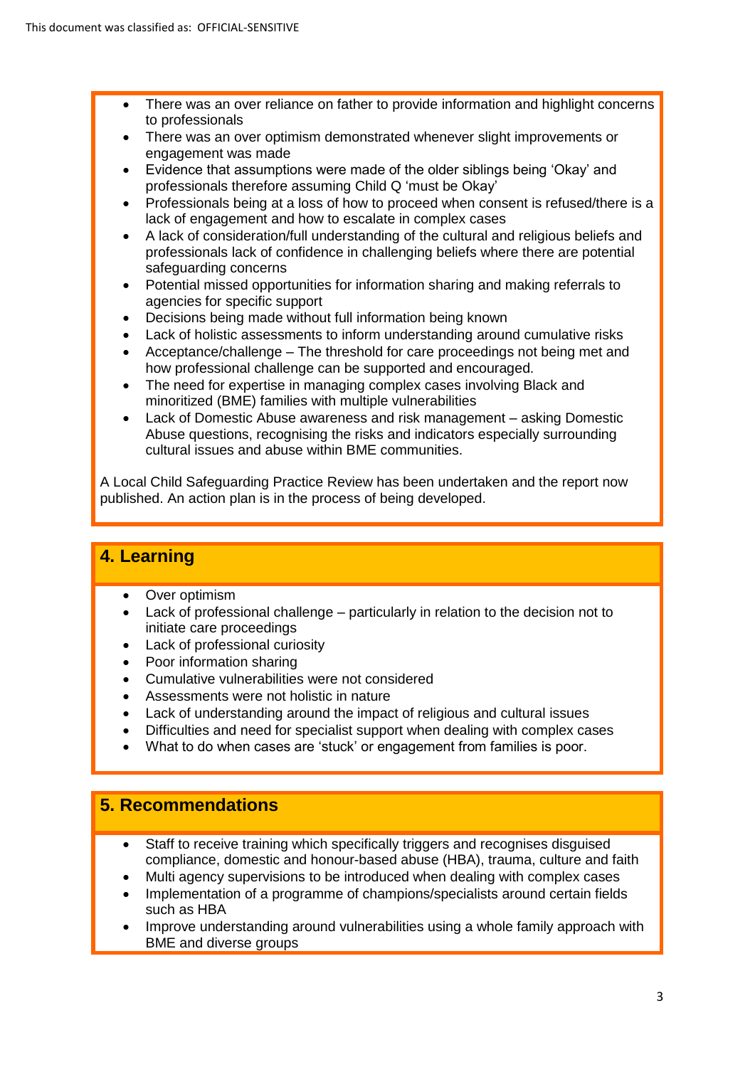- There was an over reliance on father to provide information and highlight concerns to professionals
- There was an over optimism demonstrated whenever slight improvements or engagement was made
- Evidence that assumptions were made of the older siblings being 'Okay' and professionals therefore assuming Child Q 'must be Okay'
- Professionals being at a loss of how to proceed when consent is refused/there is a lack of engagement and how to escalate in complex cases
- A lack of consideration/full understanding of the cultural and religious beliefs and professionals lack of confidence in challenging beliefs where there are potential safeguarding concerns
- Potential missed opportunities for information sharing and making referrals to agencies for specific support
- Decisions being made without full information being known
- Lack of holistic assessments to inform understanding around cumulative risks
- Acceptance/challenge – The threshold for care proceedings not being met and how professional challenge can be supported and encouraged.
- The need for expertise in managing complex cases involving Black and minoritized (BME) families with multiple vulnerabilities
- Lack of Domestic Abuse awareness and risk management – asking Domestic Abuse questions, recognising the risks and indicators especially surrounding cultural issues and abuse within BME communities.

A Local Child Safeguarding Practice Review has been undertaken and the report now published. An action plan is in the process of being developed.

## 4. Learning

- Over optimism
- Lack of professional challenge – particularly in relation to the decision not to initiate care proceedings
- Lack of professional curiosity
- Poor information sharing
- Cumulative vulnerabilities were not considered
- Assessments were not holistic in nature
- Lack of understanding around the impact of religious and cultural issues
- Difficulties and need for specialist support when dealing with complex cases
- What to do when cases are 'stuck' or engagement from families is poor.

## 5. Recommendations

- Staff to receive training which specifically triggers and recognises disguised compliance, domestic and honour-based abuse (HBA), trauma, culture and faith
- Multi agency supervisions to be introduced when dealing with complex cases
- Implementation of a programme of champions/specialists around certain fields such as HBA
- Improve understanding around vulnerabilities using a whole family approach with BME and diverse groups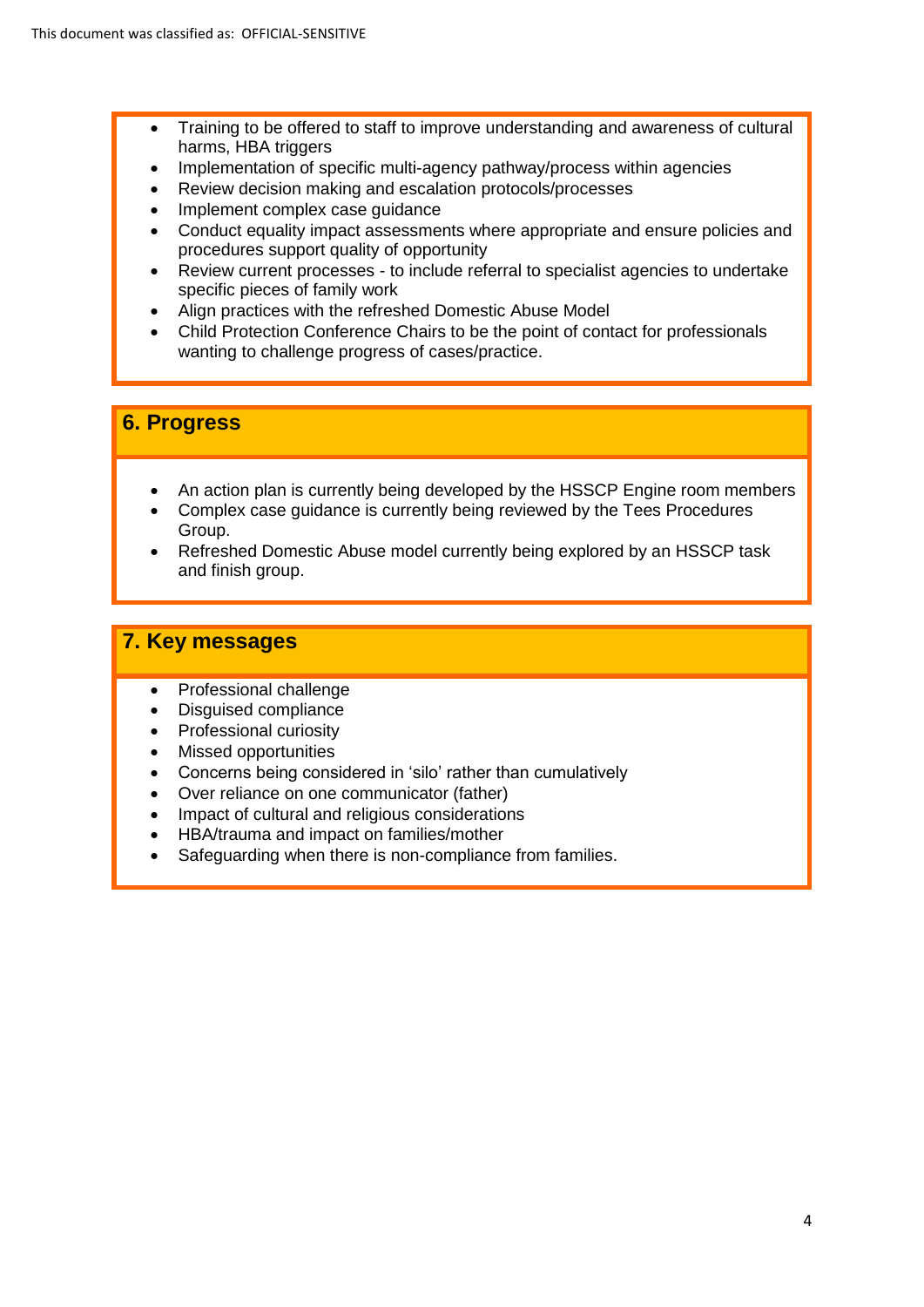- Training to be offered to staff to improve understanding and awareness of cultural harms, HBA triggers
- Implementation of specific multi-agency pathway/process within agencies
- Review decision making and escalation protocols/processes
- Implement complex case guidance
- Conduct equality impact assessments where appropriate and ensure policies and procedures support quality of opportunity
- Review current processes - to include referral to specialist agencies to undertake specific pieces of family work
- Align practices with the refreshed Domestic Abuse Model
- Child Protection Conference Chairs to be the point of contact for professionals wanting to challenge progress of cases/practice.

## 6. Progress

- An action plan is currently being developed by the HSSCP Engine room members
- Complex case guidance is currently being reviewed by the Tees Procedures Group.
- Refreshed Domestic Abuse model currently being explored by an HSSCP task and finish group.

## 7. Key messages

- Professional challenge
- Disguised compliance
- Professional curiosity
- Missed opportunities
- Concerns being considered in 'silo' rather than cumulatively
- Over reliance on one communicator (father)
- Impact of cultural and religious considerations
- HBA/trauma and impact on families/mother
- Safeguarding when there is non-compliance from families.